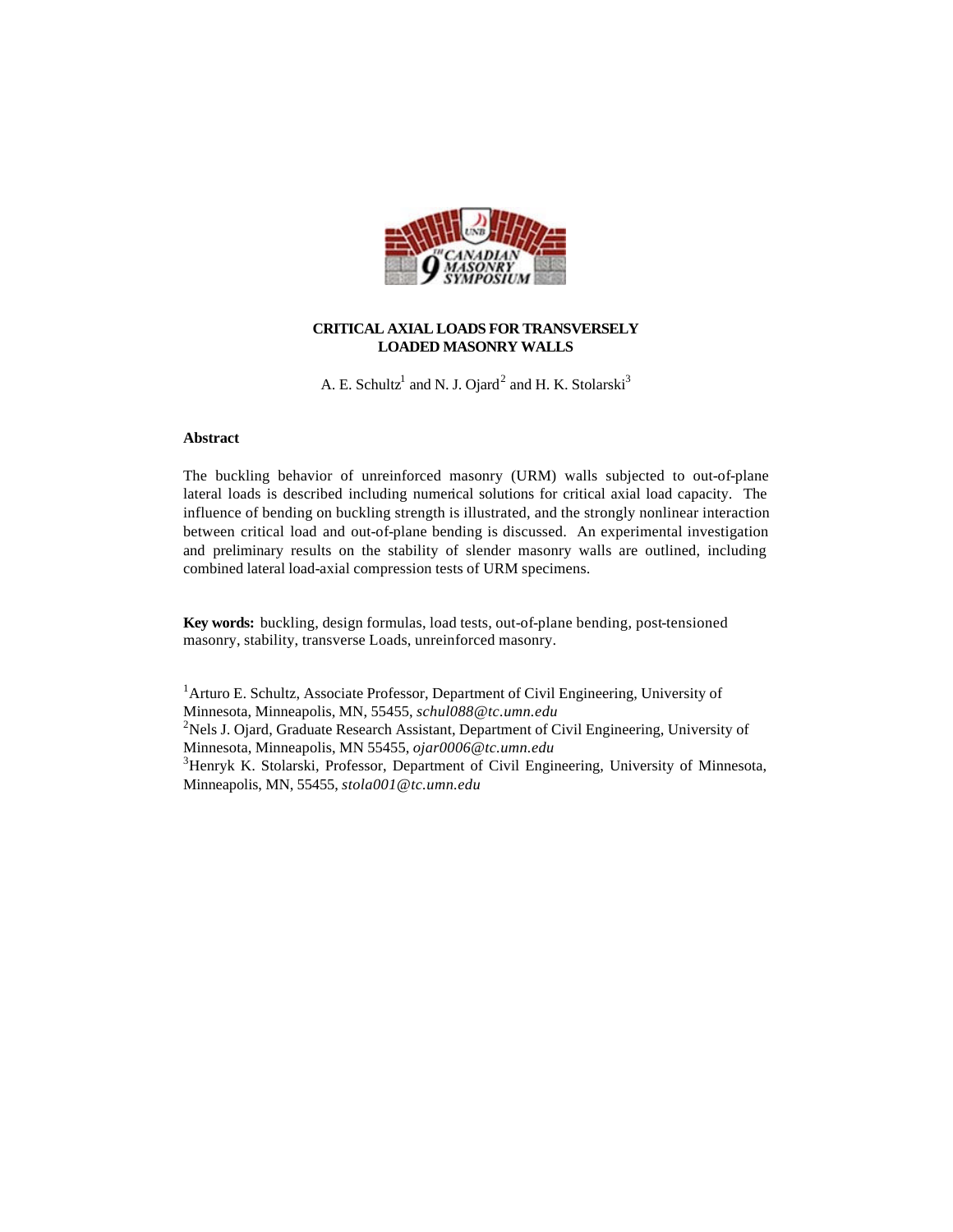# CRITICAL AXIAL LOADS FOR TRANSVERSELY LOADED MASONRY WALLS

A. E. Schultz[1] and N. J. Ojard[2] and H. K. Stolarski[3]

## Abstract

The buckling behavior of unreinforced masonry (URM) walls subjected to out-of-plane lateral loads is described including numerical solutions for critical axial load capacity. The influence of bending on buckling strength is illustrated, and the strongly nonlinear interaction between critical load and out-of-plane bending is discussed. An experimental investigation and preliminary results on the stability of slender masonry walls are outlined, including combined lateral load-axial compression tests of URM specimens.

**Key words:** buckling, design formulas, load tests, out-of-plane bending, post-tensioned masonry, stability, transverse Loads, unreinforced masonry.

[1]Arturo E. Schultz, Associate Professor, Department of Civil Engineering, University of Minnesota, Minneapolis, MN, 55455, *schul088@tc.umn.edu*
[2]Nels J. Ojard, Graduate Research Assistant, Department of Civil Engineering, University of Minnesota, Minneapolis, MN 55455, *ojar0006@tc.umn.edu*
[3]Henryk K. Stolarski, Professor, Department of Civil Engineering, University of Minnesota, Minneapolis, MN, 55455, *stola001@tc.umn.edu*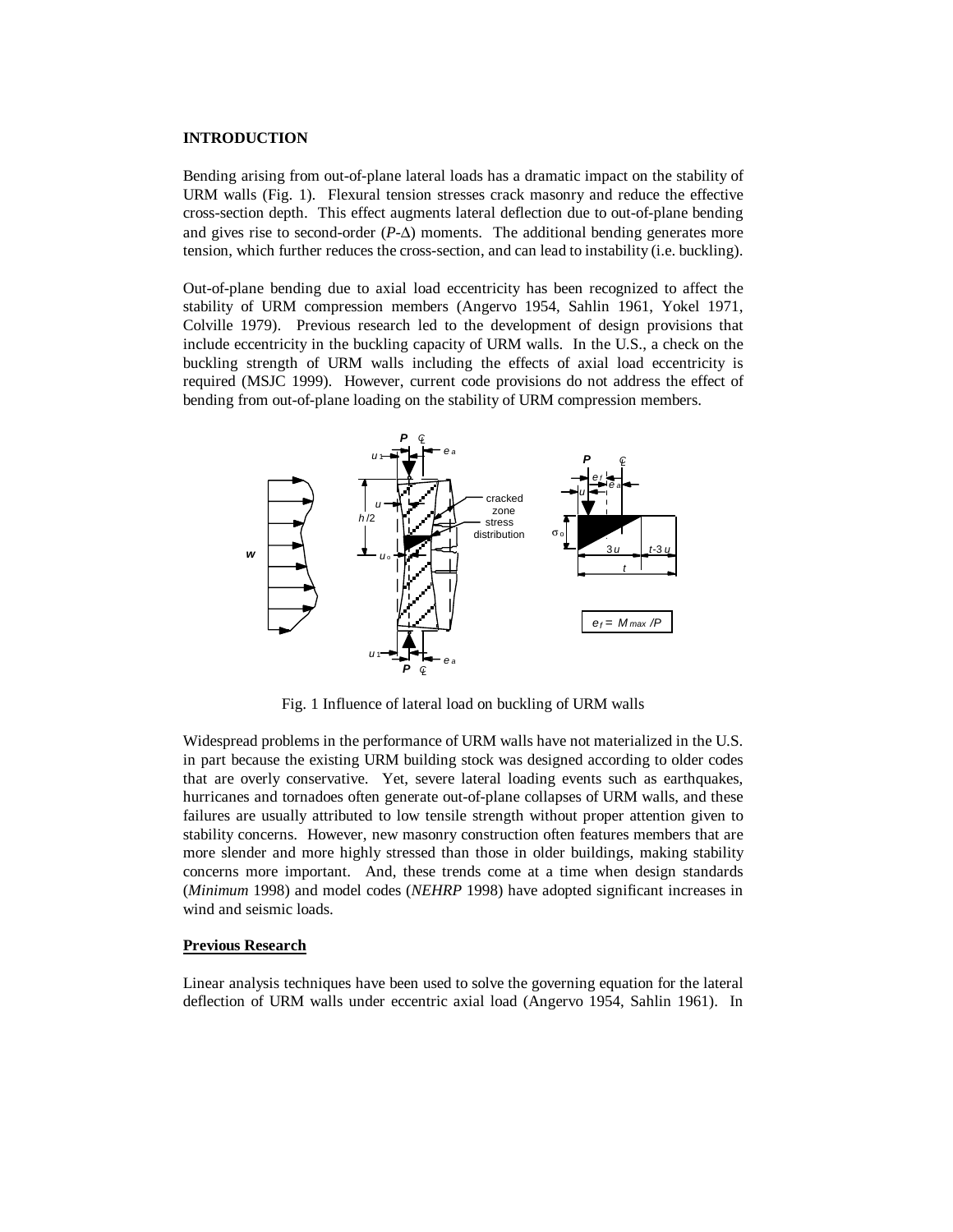## INTRODUCTION

Bending arising from out-of-plane lateral loads has a dramatic impact on the stability of URM walls (Fig. 1). Flexural tension stresses crack masonry and reduce the effective cross-section depth. This effect augments lateral deflection due to out-of-plane bending and gives rise to second-order ($P$-$\Delta$) moments. The additional bending generates more tension, which further reduces the cross-section, and can lead to instability (i.e. buckling).

Out-of-plane bending due to axial load eccentricity has been recognized to affect the stability of URM compression members (Angervo 1954, Sahlin 1961, Yokel 1971, Colville 1979). Previous research led to the development of design provisions that include eccentricity in the buckling capacity of URM walls. In the U.S., a check on the buckling strength of URM walls including the effects of axial load eccentricity is required (MSJC 1999). However, current code provisions do not address the effect of bending from out-of-plane loading on the stability of URM compression members.

Fig. 1 Influence of lateral load on buckling of URM walls

Widespread problems in the performance of URM walls have not materialized in the U.S. in part because the existing URM building stock was designed according to older codes that are overly conservative. Yet, severe lateral loading events such as earthquakes, hurricanes and tornadoes often generate out-of-plane collapses of URM walls, and these failures are usually attributed to low tensile strength without proper attention given to stability concerns. However, new masonry construction often features members that are more slender and more highly stressed than those in older buildings, making stability concerns more important. And, these trends come at a time when design standards (*Minimum* 1998) and model codes (*NEHRP* 1998) have adopted significant increases in wind and seismic loads.

### Previous Research

Linear analysis techniques have been used to solve the governing equation for the lateral deflection of URM walls under eccentric axial load (Angervo 1954, Sahlin 1961). In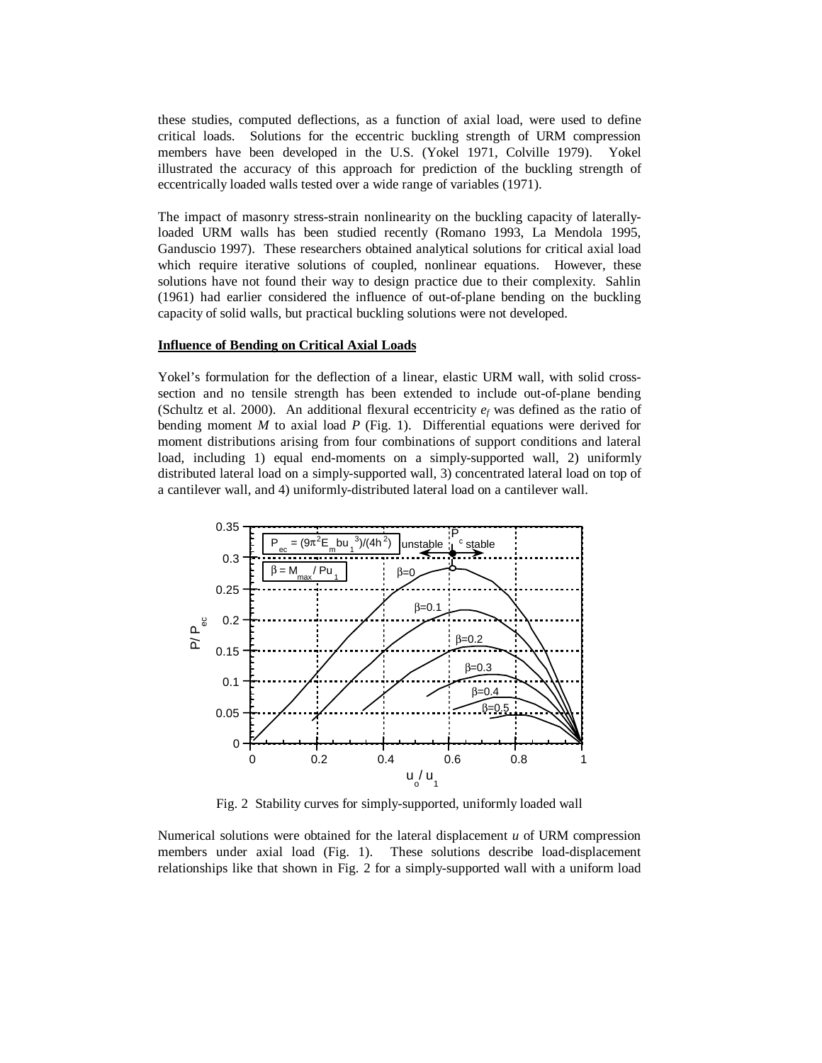these studies, computed deflections, as a function of axial load, were used to define critical loads. Solutions for the eccentric buckling strength of URM compression members have been developed in the U.S. (Yokel 1971, Colville 1979). Yokel illustrated the accuracy of this approach for prediction of the buckling strength of eccentrically loaded walls tested over a wide range of variables (1971).

The impact of masonry stress-strain nonlinearity on the buckling capacity of laterally-loaded URM walls has been studied recently (Romano 1993, La Mendola 1995, Ganduscio 1997). These researchers obtained analytical solutions for critical axial load which require iterative solutions of coupled, nonlinear equations. However, these solutions have not found their way to design practice due to their complexity. Sahlin (1961) had earlier considered the influence of out-of-plane bending on the buckling capacity of solid walls, but practical buckling solutions were not developed.

**Influence of Bending on Critical Axial Loads**

Yokel's formulation for the deflection of a linear, elastic URM wall, with solid cross-section and no tensile strength has been extended to include out-of-plane bending (Schultz et al. 2000). An additional flexural eccentricity $e_f$ was defined as the ratio of bending moment $M$ to axial load $P$ (Fig. 1). Differential equations were derived for moment distributions arising from four combinations of support conditions and lateral load, including 1) equal end-moments on a simply-supported wall, 2) uniformly distributed lateral load on a simply-supported wall, 3) concentrated lateral load on top of a cantilever wall, and 4) uniformly-distributed lateral load on a cantilever wall.

Fig. 2 Stability curves for simply-supported, uniformly loaded wall

Numerical solutions were obtained for the lateral displacement $u$ of URM compression members under axial load (Fig. 1). These solutions describe load-displacement relationships like that shown in Fig. 2 for a simply-supported wall with a uniform load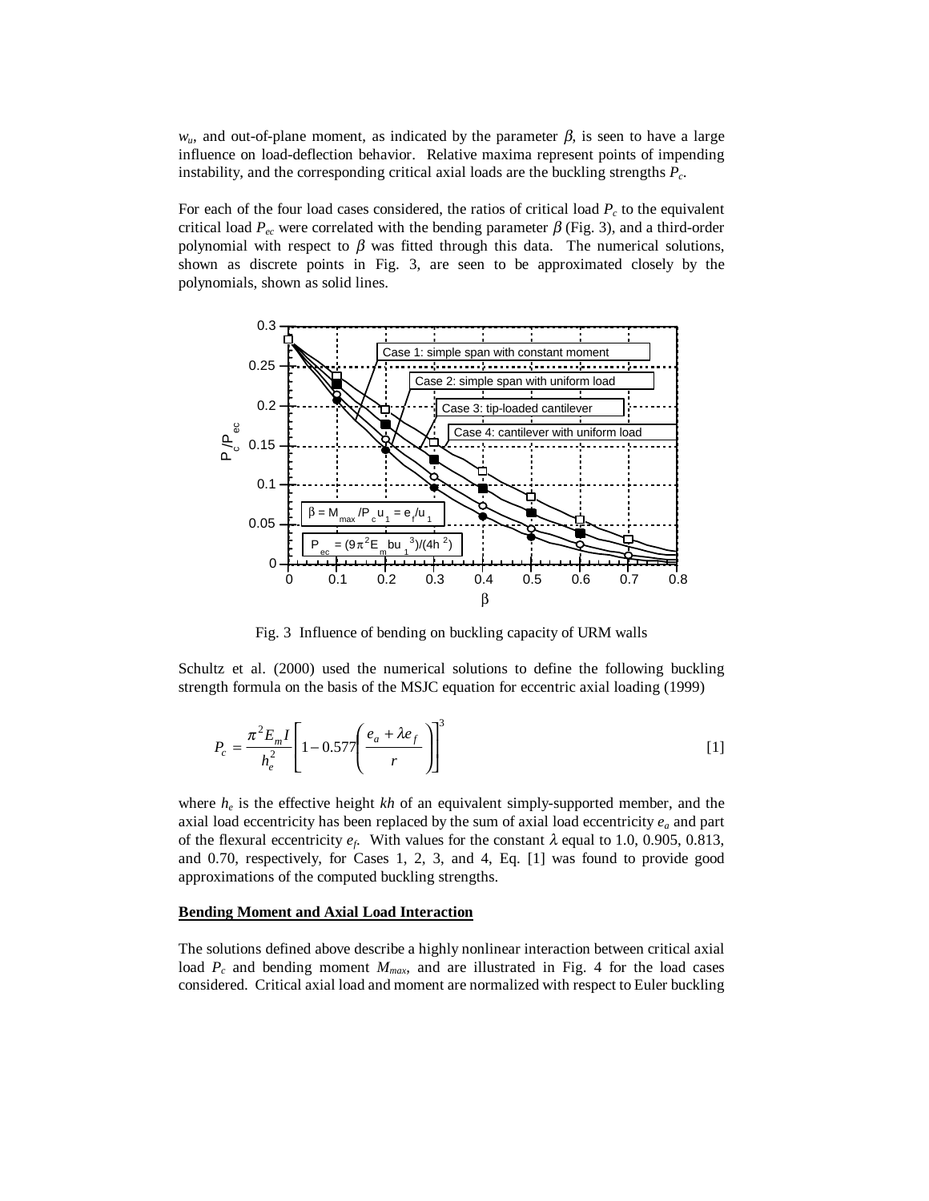$w_u$, and out-of-plane moment, as indicated by the parameter $\beta$, is seen to have a large influence on load-deflection behavior. Relative maxima represent points of impending instability, and the corresponding critical axial loads are the buckling strengths $P_c$.

For each of the four load cases considered, the ratios of critical load $P_c$ to the equivalent critical load $P_{ec}$ were correlated with the bending parameter $\beta$ (Fig. 3), and a third-order polynomial with respect to $\beta$ was fitted through this data. The numerical solutions, shown as discrete points in Fig. 3, are seen to be approximated closely by the polynomials, shown as solid lines.

Fig. 3 Influence of bending on buckling capacity of URM walls

Schultz et al. (2000) used the numerical solutions to define the following buckling strength formula on the basis of the MSJC equation for eccentric axial loading (1999)

$$P_c = \frac{\pi^2 E_m I}{h_e^2}\left[1 - 0.577\left(\frac{e_a + \lambda e_f}{r}\right)\right]^3 \qquad [1]$$

where $h_e$ is the effective height $kh$ of an equivalent simply-supported member, and the axial load eccentricity has been replaced by the sum of axial load eccentricity $e_a$ and part of the flexural eccentricity $e_f$. With values for the constant $\lambda$ equal to 1.0, 0.905, 0.813, and 0.70, respectively, for Cases 1, 2, 3, and 4, Eq. [1] was found to provide good approximations of the computed buckling strengths.

## Bending Moment and Axial Load Interaction

The solutions defined above describe a highly nonlinear interaction between critical axial load $P_c$ and bending moment $M_{max}$, and are illustrated in Fig. 4 for the load cases considered. Critical axial load and moment are normalized with respect to Euler buckling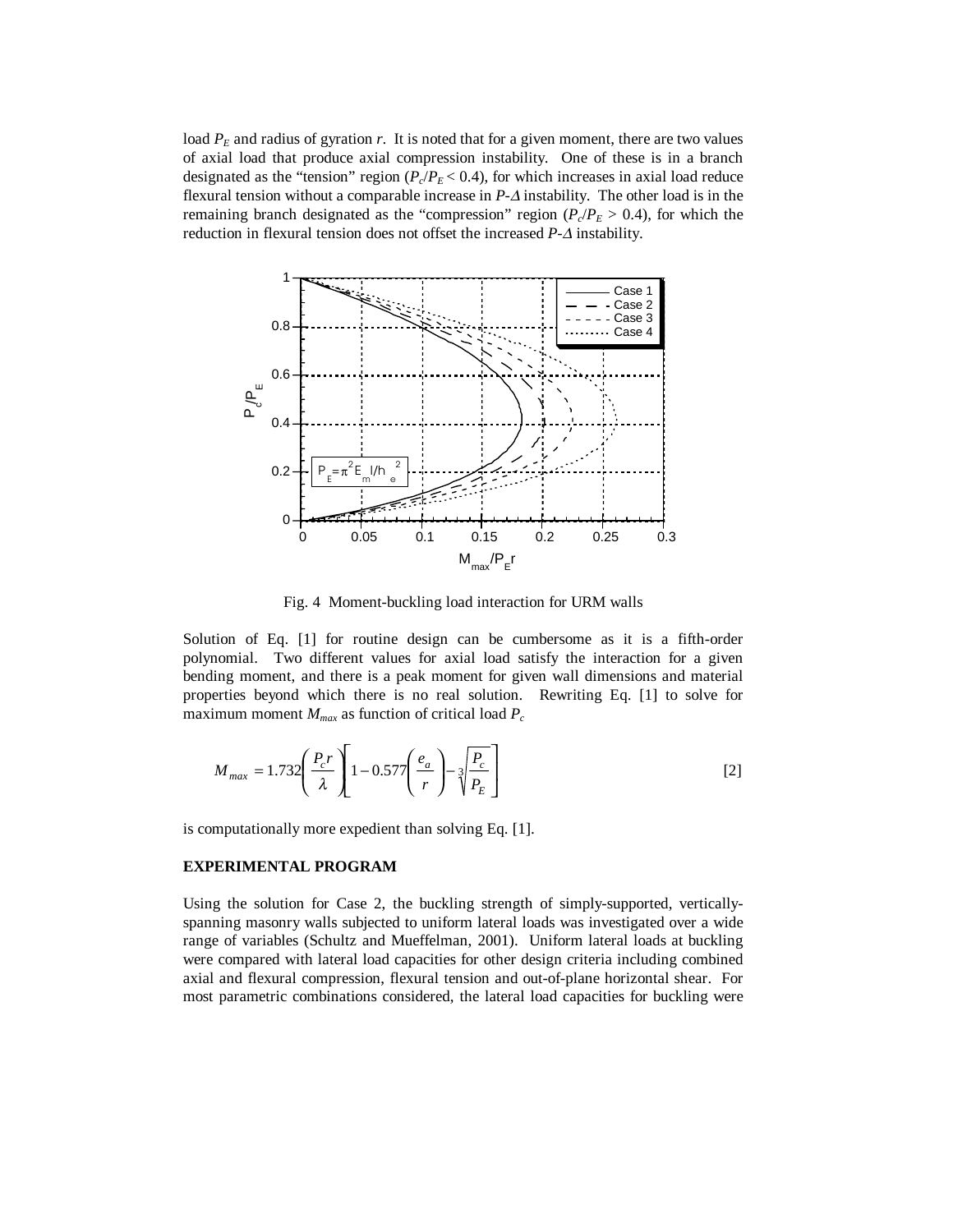load $P_E$ and radius of gyration $r$. It is noted that for a given moment, there are two values of axial load that produce axial compression instability. One of these is in a branch designated as the "tension" region ($P_c/P_E < 0.4$), for which increases in axial load reduce flexural tension without a comparable increase in $P$-$\Delta$ instability. The other load is in the remaining branch designated as the "compression" region ($P_c/P_E > 0.4$), for which the reduction in flexural tension does not offset the increased $P$-$\Delta$ instability.

Fig. 4 Moment-buckling load interaction for URM walls

Solution of Eq. [1] for routine design can be cumbersome as it is a fifth-order polynomial. Two different values for axial load satisfy the interaction for a given bending moment, and there is a peak moment for given wall dimensions and material properties beyond which there is no real solution. Rewriting Eq. [1] to solve for maximum moment $M_{max}$ as function of critical load $P_c$

$$M_{max} = 1.732\left(\frac{P_c r}{\lambda}\right)\left[1 - 0.577\left(\frac{e_a}{r}\right) - \sqrt[3]{\frac{P_c}{P_E}}\right] \quad [2]$$

is computationally more expedient than solving Eq. [1].

## EXPERIMENTAL PROGRAM

Using the solution for Case 2, the buckling strength of simply-supported, vertically-spanning masonry walls subjected to uniform lateral loads was investigated over a wide range of variables (Schultz and Mueffelman, 2001). Uniform lateral loads at buckling were compared with lateral load capacities for other design criteria including combined axial and flexural compression, flexural tension and out-of-plane horizontal shear. For most parametric combinations considered, the lateral load capacities for buckling were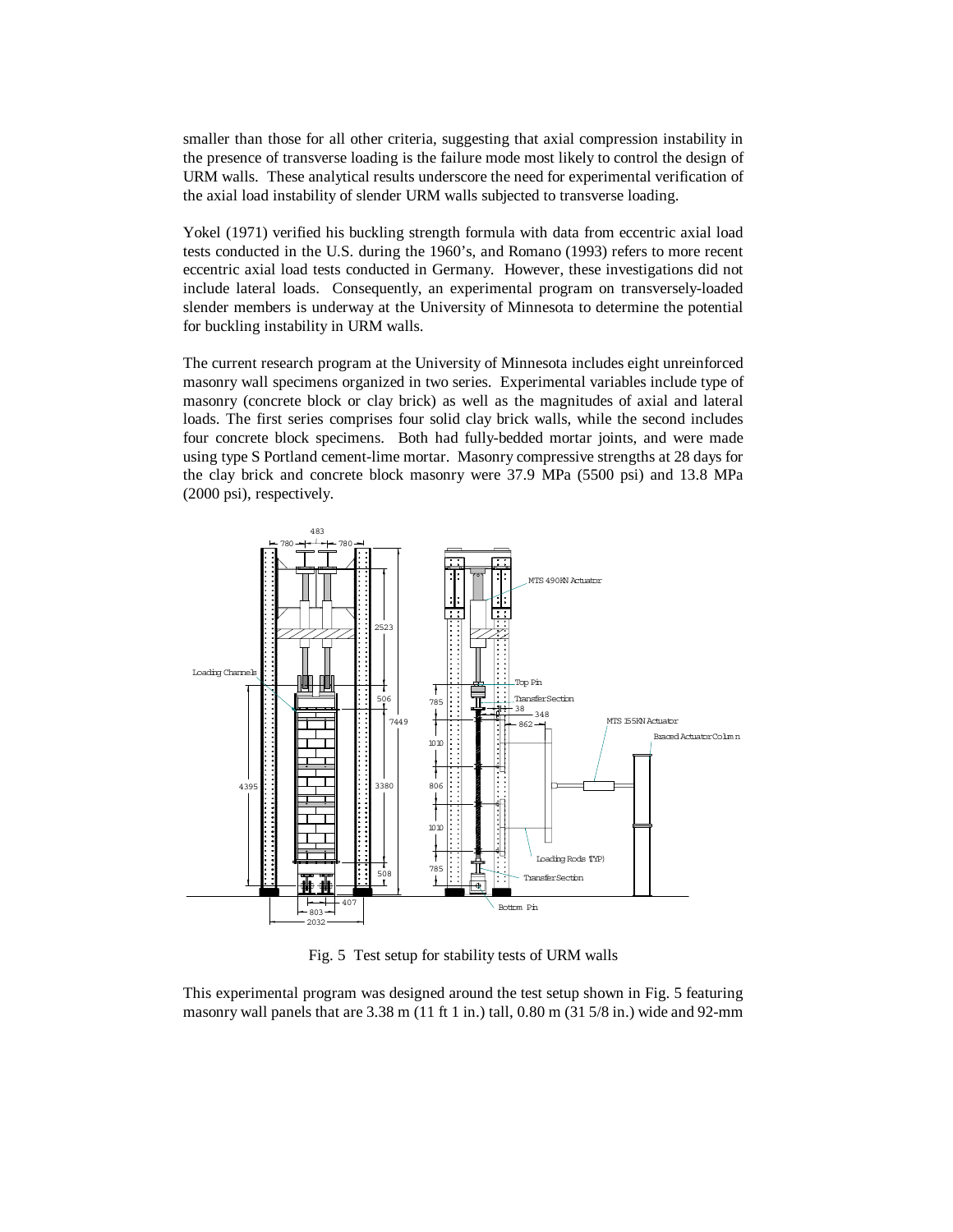smaller than those for all other criteria, suggesting that axial compression instability in the presence of transverse loading is the failure mode most likely to control the design of URM walls. These analytical results underscore the need for experimental verification of the axial load instability of slender URM walls subjected to transverse loading.

Yokel (1971) verified his buckling strength formula with data from eccentric axial load tests conducted in the U.S. during the 1960's, and Romano (1993) refers to more recent eccentric axial load tests conducted in Germany. However, these investigations did not include lateral loads. Consequently, an experimental program on transversely-loaded slender members is underway at the University of Minnesota to determine the potential for buckling instability in URM walls.

The current research program at the University of Minnesota includes eight unreinforced masonry wall specimens organized in two series. Experimental variables include type of masonry (concrete block or clay brick) as well as the magnitudes of axial and lateral loads. The first series comprises four solid clay brick walls, while the second includes four concrete block specimens. Both had fully-bedded mortar joints, and were made using type S Portland cement-lime mortar. Masonry compressive strengths at 28 days for the clay brick and concrete block masonry were 37.9 MPa (5500 psi) and 13.8 MPa (2000 psi), respectively.

Fig. 5 Test setup for stability tests of URM walls

This experimental program was designed around the test setup shown in Fig. 5 featuring masonry wall panels that are 3.38 m (11 ft 1 in.) tall, 0.80 m (31 5/8 in.) wide and 92-mm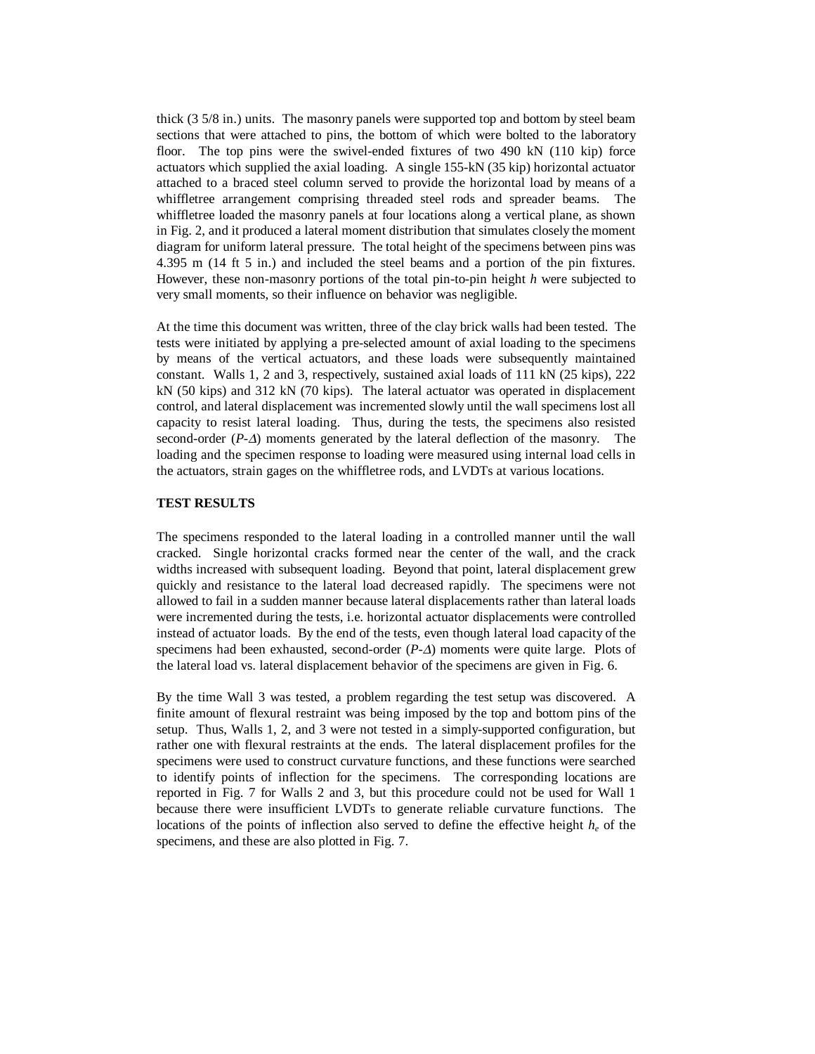thick (3 5/8 in.) units. The masonry panels were supported top and bottom by steel beam sections that were attached to pins, the bottom of which were bolted to the laboratory floor. The top pins were the swivel-ended fixtures of two 490 kN (110 kip) force actuators which supplied the axial loading. A single 155-kN (35 kip) horizontal actuator attached to a braced steel column served to provide the horizontal load by means of a whiffletree arrangement comprising threaded steel rods and spreader beams. The whiffletree loaded the masonry panels at four locations along a vertical plane, as shown in Fig. 2, and it produced a lateral moment distribution that simulates closely the moment diagram for uniform lateral pressure. The total height of the specimens between pins was 4.395 m (14 ft 5 in.) and included the steel beams and a portion of the pin fixtures. However, these non-masonry portions of the total pin-to-pin height $h$ were subjected to very small moments, so their influence on behavior was negligible.

At the time this document was written, three of the clay brick walls had been tested. The tests were initiated by applying a pre-selected amount of axial loading to the specimens by means of the vertical actuators, and these loads were subsequently maintained constant. Walls 1, 2 and 3, respectively, sustained axial loads of 111 kN (25 kips), 222 kN (50 kips) and 312 kN (70 kips). The lateral actuator was operated in displacement control, and lateral displacement was incremented slowly until the wall specimens lost all capacity to resist lateral loading. Thus, during the tests, the specimens also resisted second-order ($P$-$\Delta$) moments generated by the lateral deflection of the masonry. The loading and the specimen response to loading were measured using internal load cells in the actuators, strain gages on the whiffletree rods, and LVDTs at various locations.

## TEST RESULTS

The specimens responded to the lateral loading in a controlled manner until the wall cracked. Single horizontal cracks formed near the center of the wall, and the crack widths increased with subsequent loading. Beyond that point, lateral displacement grew quickly and resistance to the lateral load decreased rapidly. The specimens were not allowed to fail in a sudden manner because lateral displacements rather than lateral loads were incremented during the tests, i.e. horizontal actuator displacements were controlled instead of actuator loads. By the end of the tests, even though lateral load capacity of the specimens had been exhausted, second-order ($P$-$\Delta$) moments were quite large. Plots of the lateral load vs. lateral displacement behavior of the specimens are given in Fig. 6.

By the time Wall 3 was tested, a problem regarding the test setup was discovered. A finite amount of flexural restraint was being imposed by the top and bottom pins of the setup. Thus, Walls 1, 2, and 3 were not tested in a simply-supported configuration, but rather one with flexural restraints at the ends. The lateral displacement profiles for the specimens were used to construct curvature functions, and these functions were searched to identify points of inflection for the specimens. The corresponding locations are reported in Fig. 7 for Walls 2 and 3, but this procedure could not be used for Wall 1 because there were insufficient LVDTs to generate reliable curvature functions. The locations of the points of inflection also served to define the effective height $h_e$ of the specimens, and these are also plotted in Fig. 7.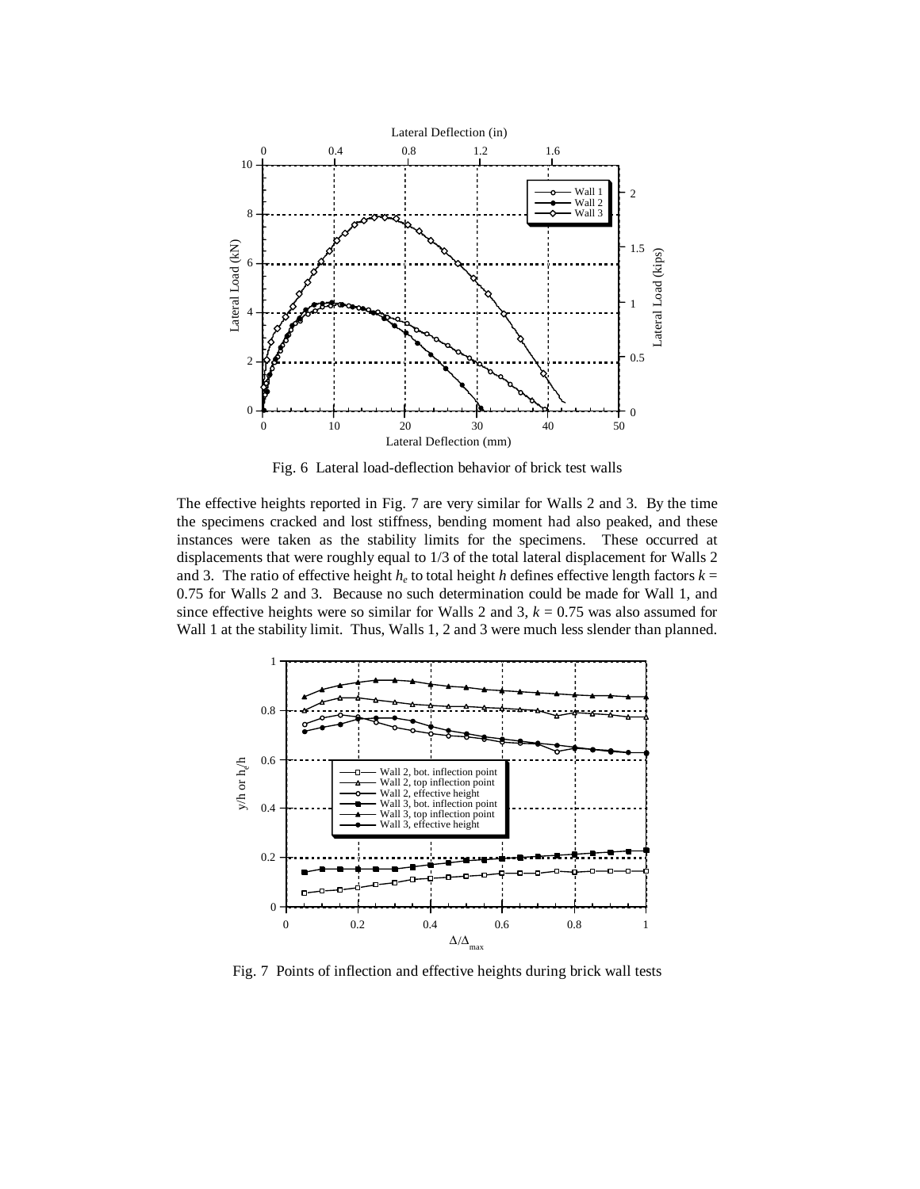Fig. 6 Lateral load-deflection behavior of brick test walls

The effective heights reported in Fig. 7 are very similar for Walls 2 and 3. By the time the specimens cracked and lost stiffness, bending moment had also peaked, and these instances were taken as the stability limits for the specimens. These occurred at displacements that were roughly equal to 1/3 of the total lateral displacement for Walls 2 and 3. The ratio of effective height $h_e$ to total height $h$ defines effective length factors $k = 0.75$ for Walls 2 and 3. Because no such determination could be made for Wall 1, and since effective heights were so similar for Walls 2 and 3, $k = 0.75$ was also assumed for Wall 1 at the stability limit. Thus, Walls 1, 2 and 3 were much less slender than planned.

Fig. 7 Points of inflection and effective heights during brick wall tests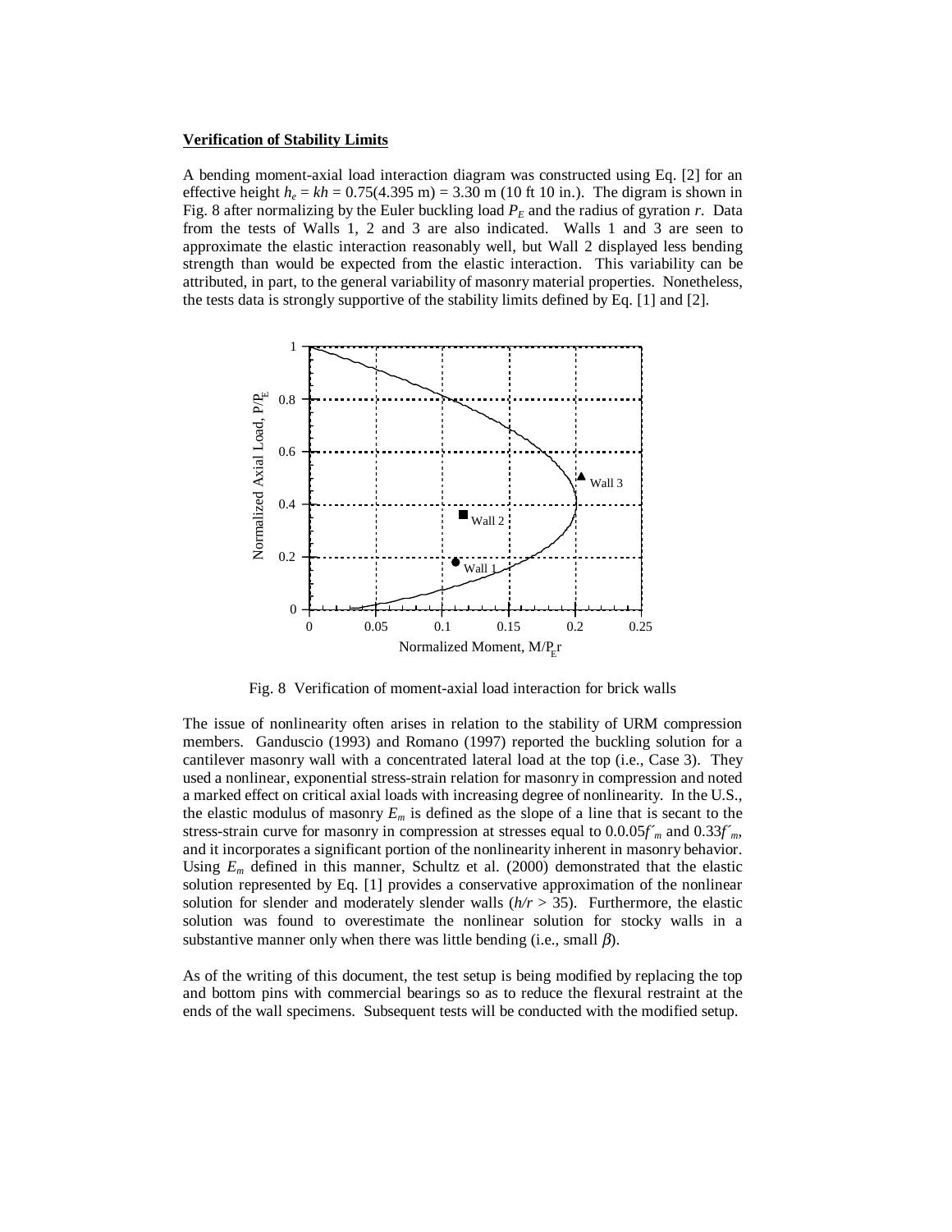**Verification of Stability Limits**

A bending moment-axial load interaction diagram was constructed using Eq. [2] for an effective height $h_e = kh = 0.75(4.395 \text{ m}) = 3.30 \text{ m}$ (10 ft 10 in.). The digram is shown in Fig. 8 after normalizing by the Euler buckling load $P_E$ and the radius of gyration $r$. Data from the tests of Walls 1, 2 and 3 are also indicated. Walls 1 and 3 are seen to approximate the elastic interaction reasonably well, but Wall 2 displayed less bending strength than would be expected from the elastic interaction. This variability can be attributed, in part, to the general variability of masonry material properties. Nonetheless, the tests data is strongly supportive of the stability limits defined by Eq. [1] and [2].

Fig. 8 Verification of moment-axial load interaction for brick walls

The issue of nonlinearity often arises in relation to the stability of URM compression members. Ganduscio (1993) and Romano (1997) reported the buckling solution for a cantilever masonry wall with a concentrated lateral load at the top (i.e., Case 3). They used a nonlinear, exponential stress-strain relation for masonry in compression and noted a marked effect on critical axial loads with increasing degree of nonlinearity. In the U.S., the elastic modulus of masonry $E_m$ is defined as the slope of a line that is secant to the stress-strain curve for masonry in compression at stresses equal to $0.0.05f'_m$ and $0.33f'_m$, and it incorporates a significant portion of the nonlinearity inherent in masonry behavior. Using $E_m$ defined in this manner, Schultz et al. (2000) demonstrated that the elastic solution represented by Eq. [1] provides a conservative approximation of the nonlinear solution for slender and moderately slender walls ($h/r > 35$). Furthermore, the elastic solution was found to overestimate the nonlinear solution for stocky walls in a substantive manner only when there was little bending (i.e., small $\beta$).

As of the writing of this document, the test setup is being modified by replacing the top and bottom pins with commercial bearings so as to reduce the flexural restraint at the ends of the wall specimens. Subsequent tests will be conducted with the modified setup.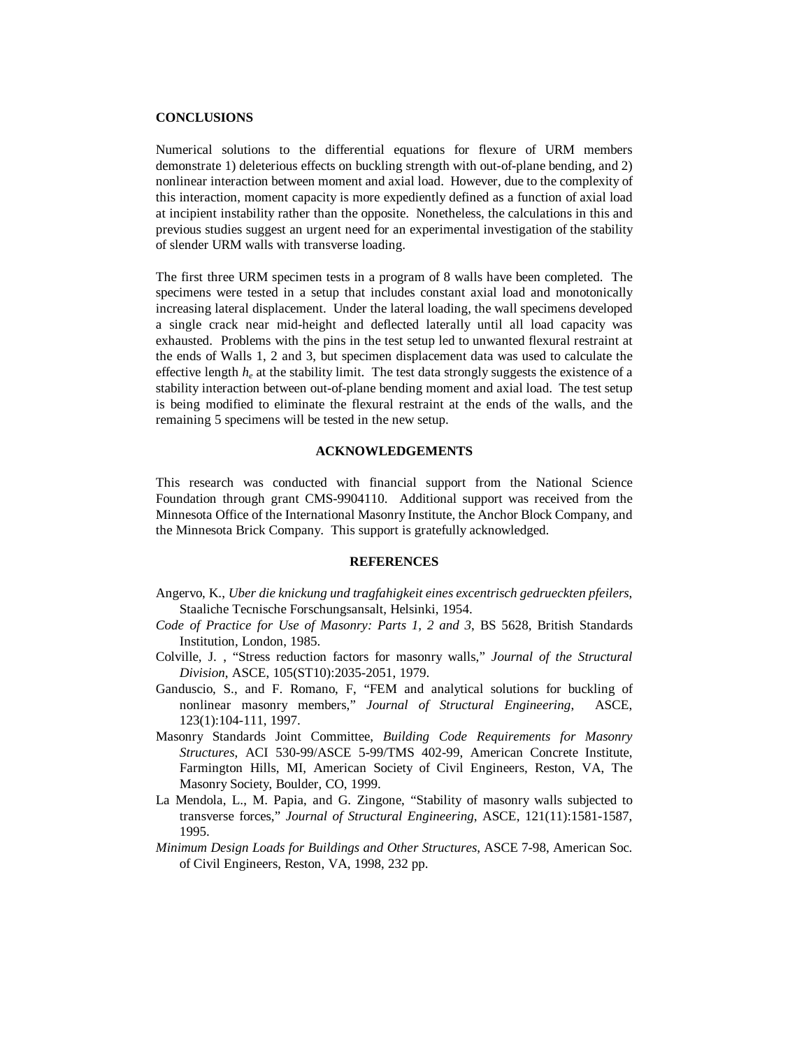## CONCLUSIONS

Numerical solutions to the differential equations for flexure of URM members demonstrate 1) deleterious effects on buckling strength with out-of-plane bending, and 2) nonlinear interaction between moment and axial load. However, due to the complexity of this interaction, moment capacity is more expediently defined as a function of axial load at incipient instability rather than the opposite. Nonetheless, the calculations in this and previous studies suggest an urgent need for an experimental investigation of the stability of slender URM walls with transverse loading.

The first three URM specimen tests in a program of 8 walls have been completed. The specimens were tested in a setup that includes constant axial load and monotonically increasing lateral displacement. Under the lateral loading, the wall specimens developed a single crack near mid-height and deflected laterally until all load capacity was exhausted. Problems with the pins in the test setup led to unwanted flexural restraint at the ends of Walls 1, 2 and 3, but specimen displacement data was used to calculate the effective length $h_e$ at the stability limit. The test data strongly suggests the existence of a stability interaction between out-of-plane bending moment and axial load. The test setup is being modified to eliminate the flexural restraint at the ends of the walls, and the remaining 5 specimens will be tested in the new setup.

## ACKNOWLEDGEMENTS

This research was conducted with financial support from the National Science Foundation through grant CMS-9904110. Additional support was received from the Minnesota Office of the International Masonry Institute, the Anchor Block Company, and the Minnesota Brick Company. This support is gratefully acknowledged.

## REFERENCES

Angervo, K., *Uber die knickung und tragfahigkeit eines excentrisch gedrueckten pfeilers*, Staaliche Tecnische Forschungsansalt, Helsinki, 1954.

*Code of Practice for Use of Masonry: Parts 1, 2 and 3*, BS 5628, British Standards Institution, London, 1985.

Colville, J. , "Stress reduction factors for masonry walls," *Journal of the Structural Division*, ASCE, 105(ST10):2035-2051, 1979.

Ganduscio, S., and F. Romano, F, "FEM and analytical solutions for buckling of nonlinear masonry members," *Journal of Structural Engineering*, ASCE, 123(1):104-111, 1997.

Masonry Standards Joint Committee, *Building Code Requirements for Masonry Structures*, ACI 530-99/ASCE 5-99/TMS 402-99, American Concrete Institute, Farmington Hills, MI, American Society of Civil Engineers, Reston, VA, The Masonry Society, Boulder, CO, 1999.

La Mendola, L., M. Papia, and G. Zingone, "Stability of masonry walls subjected to transverse forces," *Journal of Structural Engineering*, ASCE, 121(11):1581-1587, 1995.

*Minimum Design Loads for Buildings and Other Structures*, ASCE 7-98, American Soc. of Civil Engineers, Reston, VA, 1998, 232 pp.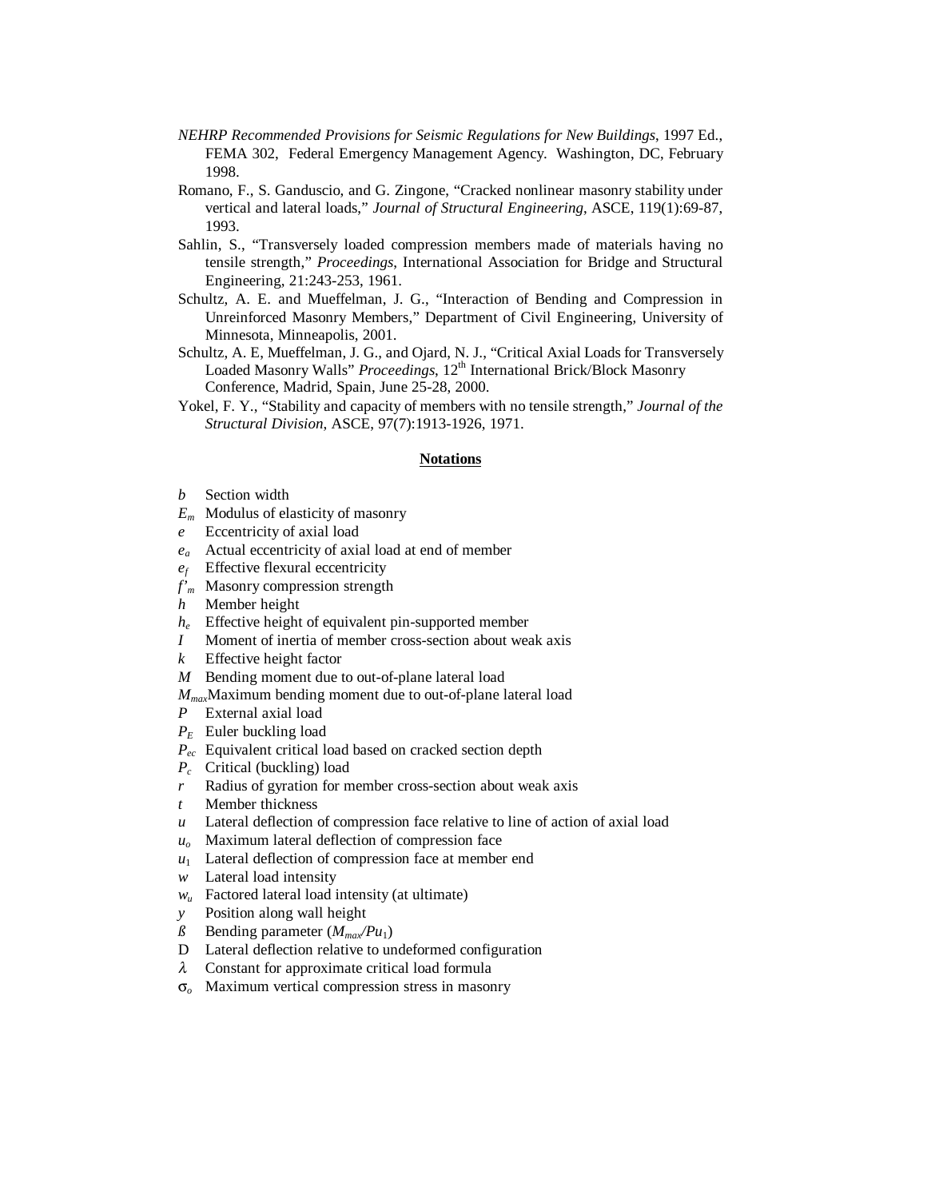*NEHRP Recommended Provisions for Seismic Regulations for New Buildings*, 1997 Ed., FEMA 302, Federal Emergency Management Agency. Washington, DC, February 1998.

Romano, F., S. Ganduscio, and G. Zingone, "Cracked nonlinear masonry stability under vertical and lateral loads," *Journal of Structural Engineering*, ASCE, 119(1):69-87, 1993.

Sahlin, S., "Transversely loaded compression members made of materials having no tensile strength," *Proceedings*, International Association for Bridge and Structural Engineering, 21:243-253, 1961.

Schultz, A. E. and Mueffelman, J. G., "Interaction of Bending and Compression in Unreinforced Masonry Members," Department of Civil Engineering, University of Minnesota, Minneapolis, 2001.

Schultz, A. E, Mueffelman, J. G., and Ojard, N. J., "Critical Axial Loads for Transversely Loaded Masonry Walls" *Proceedings*, 12th International Brick/Block Masonry Conference, Madrid, Spain, June 25-28, 2000.

Yokel, F. Y., "Stability and capacity of members with no tensile strength," *Journal of the Structural Division*, ASCE, 97(7):1913-1926, 1971.

## Notations

- $b$ Section width
- $E_m$ Modulus of elasticity of masonry
- $e$ Eccentricity of axial load
- $e_a$ Actual eccentricity of axial load at end of member
- $e_f$ Effective flexural eccentricity
- $f'_m$ Masonry compression strength
- $h$ Member height
- $h_e$ Effective height of equivalent pin-supported member
- $I$ Moment of inertia of member cross-section about weak axis
- $k$ Effective height factor
- $M$ Bending moment due to out-of-plane lateral load
- $M_{max}$ Maximum bending moment due to out-of-plane lateral load
- $P$ External axial load
- $P_E$ Euler buckling load
- $P_{ec}$ Equivalent critical load based on cracked section depth
- $P_c$ Critical (buckling) load
- $r$ Radius of gyration for member cross-section about weak axis
- $t$ Member thickness
- $u$ Lateral deflection of compression face relative to line of action of axial load
- $u_o$ Maximum lateral deflection of compression face
- $u_1$ Lateral deflection of compression face at member end
- $w$ Lateral load intensity
- $w_u$ Factored lateral load intensity (at ultimate)
- $y$ Position along wall height
- $\beta$ Bending parameter ($M_{max}/Pu_1$)
- D Lateral deflection relative to undeformed configuration
- $\lambda$ Constant for approximate critical load formula
- $\sigma_o$ Maximum vertical compression stress in masonry